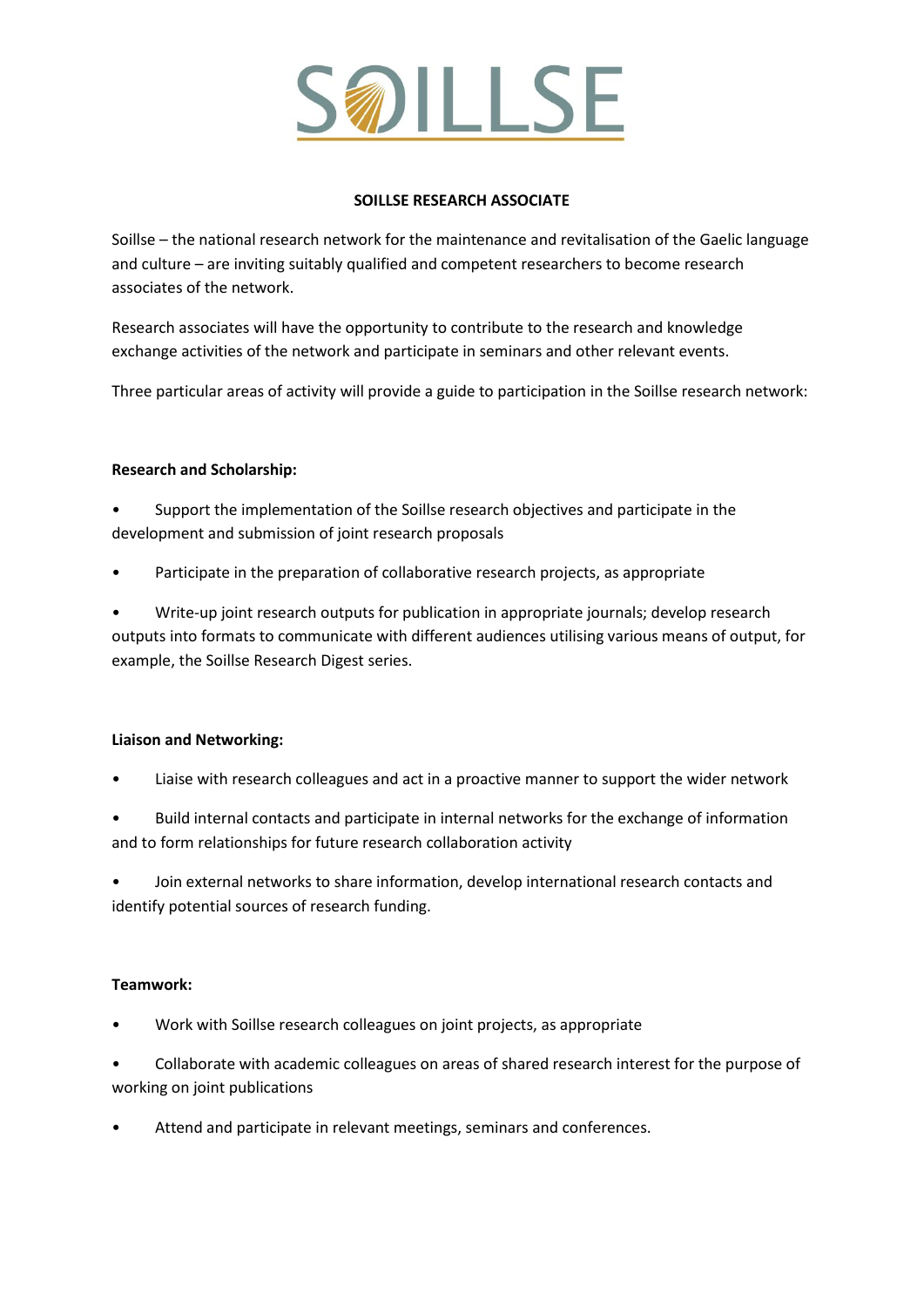# SOILLSE

## SOILLSE RESEARCH ASSOCIATE

Soillse – the national research network for the maintenance and revitalisation of the Gaelic language and culture – are inviting suitably qualified and competent researchers to become research associates of the network.

Research associates will have the opportunity to contribute to the research and knowledge exchange activities of the network and participate in seminars and other relevant events.

Three particular areas of activity will provide a guide to participation in the Soillse research network:

**Research and Scholarship:**

- Support the implementation of the Soillse research objectives and participate in the development and submission of joint research proposals
- Participate in the preparation of collaborative research projects, as appropriate
- Write-up joint research outputs for publication in appropriate journals; develop research outputs into formats to communicate with different audiences utilising various means of output, for example, the Soillse Research Digest series.

**Liaison and Networking:**

- Liaise with research colleagues and act in a proactive manner to support the wider network
- Build internal contacts and participate in internal networks for the exchange of information and to form relationships for future research collaboration activity
- Join external networks to share information, develop international research contacts and identify potential sources of research funding.

**Teamwork:**

- Work with Soillse research colleagues on joint projects, as appropriate
- Collaborate with academic colleagues on areas of shared research interest for the purpose of working on joint publications
- Attend and participate in relevant meetings, seminars and conferences.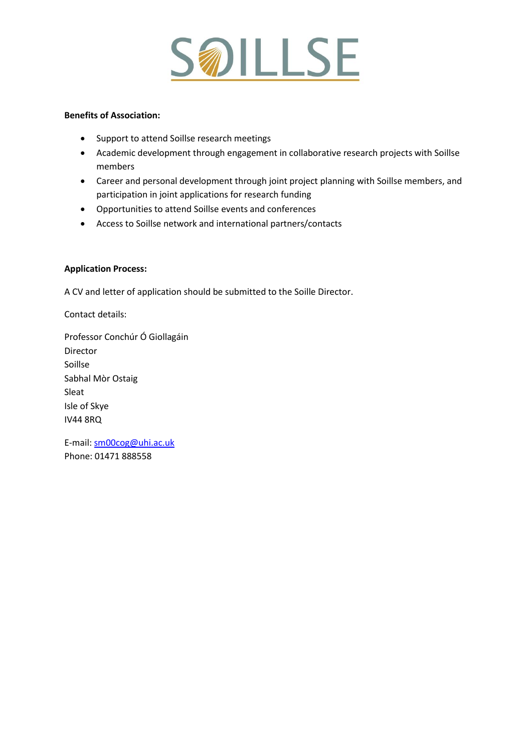SOILLSE

**Benefits of Association:**

- Support to attend Soillse research meetings
- Academic development through engagement in collaborative research projects with Soillse members
- Career and personal development through joint project planning with Soillse members, and participation in joint applications for research funding
- Opportunities to attend Soillse events and conferences
- Access to Soillse network and international partners/contacts

**Application Process:**

A CV and letter of application should be submitted to the Soille Director.

Contact details:

Professor Conchúr Ó Giollagáin
Director
Soillse
Sabhal Mòr Ostaig
Sleat
Isle of Skye
IV44 8RQ

E-mail: sm00cog@uhi.ac.uk
Phone: 01471 888558